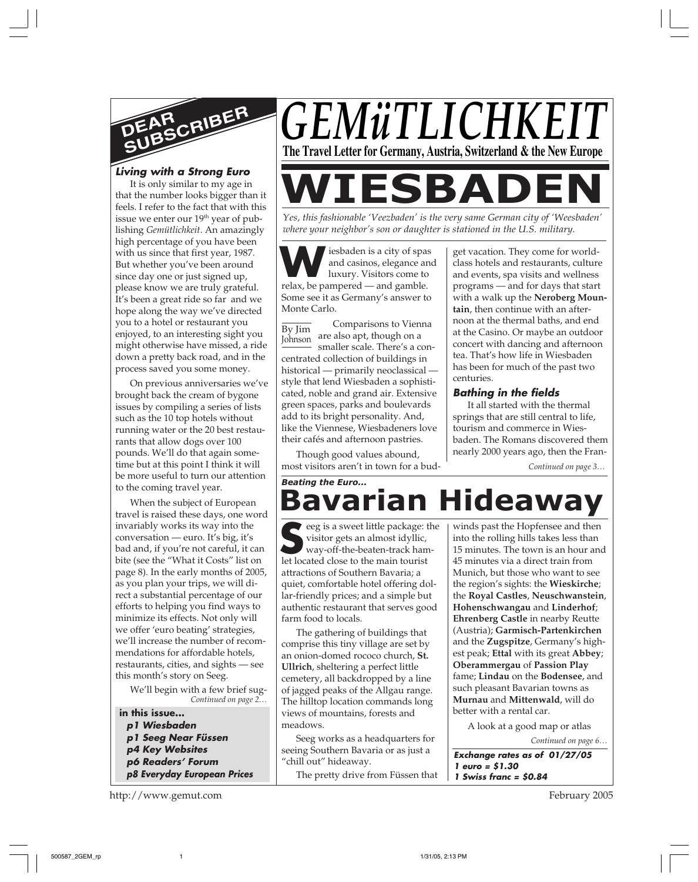# GEMüTLICHKEIT

**The Travel Letter for Germany, Austria, Switzerland & the New Europe**

## DEAR SUBSCRIBER

### *Living with a Strong Euro*

It is only similar to my age in that the number looks bigger than it feels. I refer to the fact that with this issue we enter our 19th year of publishing *Gemütlichkeit*. An amazingly high percentage of you have been with us since that first year, 1987. But whether you've been around since day one or just signed up, please know we are truly grateful. It's been a great ride so far and we hope along the way we've directed you to a hotel or restaurant you enjoyed, to an interesting sight you might otherwise have missed, a ride down a pretty back road, and in the process saved you some money.

On previous anniversaries we've brought back the cream of bygone issues by compiling a series of lists such as the 10 top hotels without running water or the 20 best restaurants that allow dogs over 100 pounds. We'll do that again sometime but at this point I think it will be more useful to turn our attention to the coming travel year.

When the subject of European travel is raised these days, one word invariably works its way into the conversation — euro. It's big, it's bad and, if you're not careful, it can bite (see the "What it Costs" list on page 8). In the early months of 2005, as you plan your trips, we will direct a substantial percentage of our efforts to helping you find ways to minimize its effects. Not only will we offer 'euro beating' strategies, we'll increase the number of recommendations for affordable hotels, restaurants, cities, and sights — see this month's story on Seeg.

We'll begin with a few brief sug-

*Continued on page 2…*

**in this issue...**
- ***p1 Wiesbaden***
- ***p1 Seeg Near Füssen***
- ***p4 Key Websites***
- ***p6 Readers' Forum***
- ***p8 Everyday European Prices***

# WIESBADEN

*Yes, this fashionable 'Veezbaden' is the very same German city of 'Weesbaden' where your neighbor's son or daughter is stationed in the U.S. military.*

By Jim Johnson

Wiesbaden is a city of spas and casinos, elegance and luxury. Visitors come to relax, be pampered — and gamble. Some see it as Germany's answer to Monte Carlo.

Comparisons to Vienna are also apt, though on a smaller scale. There's a concentrated collection of buildings in historical — primarily neoclassical — style that lend Wiesbaden a sophisticated, noble and grand air. Extensive green spaces, parks and boulevards add to its bright personality. And, like the Viennese, Wiesbadeners love their cafés and afternoon pastries.

Though good values abound, most visitors aren't in town for a budget vacation. They come for world-class hotels and restaurants, culture and events, spa visits and wellness programs — and for days that start with a walk up the **Neroberg Mountain**, then continue with an afternoon at the thermal baths, and end at the Casino. Or maybe an outdoor concert with dancing and afternoon tea. That's how life in Wiesbaden has been for much of the past two centuries.

### *Bathing in the fields*

It all started with the thermal springs that are still central to life, tourism and commerce in Wiesbaden. The Romans discovered them nearly 2000 years ago, then the Fran-

*Continued on page 3…*

***Beating the Euro...***

# Bavarian Hideaway

Seeg is a sweet little package: the visitor gets an almost idyllic, way-off-the-beaten-track hamlet located close to the main tourist attractions of Southern Bavaria; a quiet, comfortable hotel offering dollar-friendly prices; and a simple but authentic restaurant that serves good farm food to locals.

The gathering of buildings that comprise this tiny village are set by an onion-domed rococo church, **St. Ullrich**, sheltering a perfect little cemetery, all backdropped by a line of jagged peaks of the Allgau range. The hilltop location commands long views of mountains, forests and meadows.

Seeg works as a headquarters for seeing Southern Bavaria or as just a "chill out" hideaway.

The pretty drive from Füssen that winds past the Hopfensee and then into the rolling hills takes less than 15 minutes. The town is an hour and 45 minutes via a direct train from Munich, but those who want to see the region's sights: the **Wieskirche**; the **Royal Castles**, **Neuschwanstein**, **Hohenschwangau** and **Linderhof**; **Ehrenberg Castle** in nearby Reutte (Austria); **Garmisch-Partenkirchen** and the **Zugspitze**, Germany's highest peak; **Ettal** with its great **Abbey**; **Oberammergau** of **Passion Play** fame; **Lindau** on the **Bodensee**, and such pleasant Bavarian towns as **Murnau** and **Mittenwald**, will do better with a rental car.

A look at a good map or atlas

*Continued on page 6…*

***Exchange rates as of 01/27/05***
***1 euro = $1.30***
***1 Swiss franc = $0.84***

http://www.gemut.com February 2005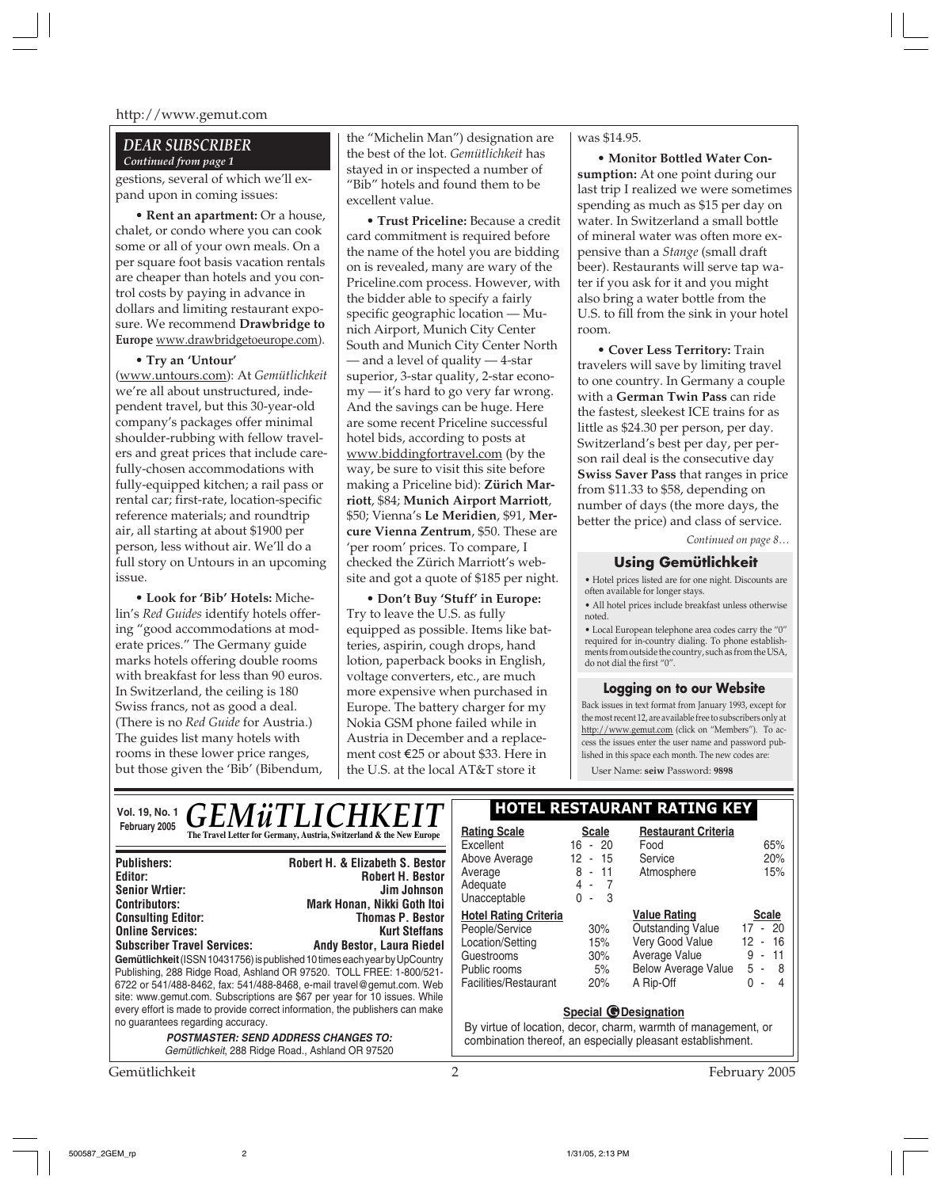## DEAR SUBSCRIBER

*Continued from page 1*

gestions, several of which we'll expand upon in coming issues:

**• Rent an apartment:** Or a house, chalet, or condo where you can cook some or all of your own meals. On a per square foot basis vacation rentals are cheaper than hotels and you control costs by paying in advance in dollars and limiting restaurant exposure. We recommend **Drawbridge to Europe** www.drawbridgetoeurope.com).

**• Try an 'Untour'** (www.untours.com): At *Gemütlichkeit* we're all about unstructured, independent travel, but this 30-year-old company's packages offer minimal shoulder-rubbing with fellow travelers and great prices that include carefully-chosen accommodations with fully-equipped kitchen; a rail pass or rental car; first-rate, location-specific reference materials; and roundtrip air, all starting at about $1900 per person, less without air. We'll do a full story on Untours in an upcoming issue.

**• Look for 'Bib' Hotels:** Michelin's *Red Guides* identify hotels offering "good accommodations at moderate prices." The Germany guide marks hotels offering double rooms with breakfast for less than 90 euros. In Switzerland, the ceiling is 180 Swiss francs, not as good a deal. (There is no *Red Guide* for Austria.) The guides list many hotels with rooms in these lower price ranges, but those given the 'Bib' (Bibendum, the "Michelin Man") designation are the best of the lot. *Gemütlichkeit* has stayed in or inspected a number of "Bib" hotels and found them to be excellent value.

**• Trust Priceline:** Because a credit card commitment is required before the name of the hotel you are bidding on is revealed, many are wary of the Priceline.com process. However, with the bidder able to specify a fairly specific geographic location — Munich Airport, Munich City Center South and Munich City Center North — and a level of quality — 4-star superior, 3-star quality, 2-star economy — it's hard to go very far wrong. And the savings can be huge. Here are some recent Priceline successful hotel bids, according to posts at www.biddingfortravel.com (by the way, be sure to visit this site before making a Priceline bid): **Zürich Marriott**, $84; **Munich Airport Marriott**, $50; Vienna's **Le Meridien**, $91, **Mercure Vienna Zentrum**, $50. These are 'per room' prices. To compare, I checked the Zürich Marriott's website and got a quote of $185 per night.

**• Don't Buy 'Stuff' in Europe:** Try to leave the U.S. as fully equipped as possible. Items like batteries, aspirin, cough drops, hand lotion, paperback books in English, voltage converters, etc., are much more expensive when purchased in Europe. The battery charger for my Nokia GSM phone failed while in Austria in December and a replacement cost €25 or about $33. Here in the U.S. at the local AT&T store it was $14.95.

**• Monitor Bottled Water Consumption:** At one point during our last trip I realized we were sometimes spending as much as $15 per day on water. In Switzerland a small bottle of mineral water was often more expensive than a *Stange* (small draft beer). Restaurants will serve tap water if you ask for it and you might also bring a water bottle from the U.S. to fill from the sink in your hotel room.

**• Cover Less Territory:** Train travelers will save by limiting travel to one country. In Germany a couple with a **German Twin Pass** can ride the fastest, sleekest ICE trains for as little as $24.30 per person, per day. Switzerland's best per day, per person rail deal is the consecutive day **Swiss Saver Pass** that ranges in price from $11.33 to $58, depending on number of days (the more days, the better the price) and class of service.

*Continued on page 8…*

### Using Gemütlichkeit

- Hotel prices listed are for one night. Discounts are often available for longer stays.
- All hotel prices include breakfast unless otherwise noted.
- Local European telephone area codes carry the "0" required for in-country dialing. To phone establishments from outside the country, such as from the USA, do not dial the first "0".

### Logging on to our Website

Back issues in text format from January 1993, except for the most recent 12, are available free to subscribers only at http://www.gemut.com (click on "Members"). To access the issues enter the user name and password published in this space each month. The new codes are:

User Name: **seiw** Password: **9898**

---

**Vol. 19, No. 1 February 2005**

# GEMüTLICHKEIT

**The Travel Letter for Germany, Austria, Switzerland & the New Europe**

| | |
|---|---|
| **Publishers:** | **Robert H. & Elizabeth S. Bestor** |
| **Editor:** | **Robert H. Bestor** |
| **Senior Wrtier:** | **Jim Johnson** |
| **Contributors:** | **Mark Honan, Nikki Goth Itoi** |
| **Consulting Editor:** | **Thomas P. Bestor** |
| **Online Services:** | **Kurt Steffans** |
| **Subscriber Travel Services:** | **Andy Bestor, Laura Riedel** |

**Gemütlichkeit** (ISSN 10431756) is published 10 times each year by UpCountry Publishing, 288 Ridge Road, Ashland OR 97520. TOLL FREE: 1-800/521-6722 or 541/488-8462, fax: 541/488-8468, e-mail travel@gemut.com. Web site: www.gemut.com. Subscriptions are $67 per year for 10 issues. While every effort is made to provide correct information, the publishers can make no guarantees regarding accuracy.

***POSTMASTER: SEND ADDRESS CHANGES TO:***
*Gemütlichkeit*, 288 Ridge Road., Ashland OR 97520

### HOTEL RESTAURANT RATING KEY

| Rating Scale | Scale |
|---|---|
| Excellent | 16 - 20 |
| Above Average | 12 - 15 |
| Average | 8 - 11 |
| Adequate | 4 - 7 |
| Unacceptable | 0 - 3 |

| Restaurant Criteria | |
|---|---|
| Food | 65% |
| Service | 20% |
| Atmosphere | 15% |

| Hotel Rating Criteria | |
|---|---|
| People/Service | 30% |
| Location/Setting | 15% |
| Guestrooms | 30% |
| Public rooms | 5% |
| Facilities/Restaurant | 20% |

| Value Rating | Scale |
|---|---|
| Outstanding Value | 17 - 20 |
| Very Good Value | 12 - 16 |
| Average Value | 9 - 11 |
| Below Average Value | 5 - 8 |
| A Rip-Off | 0 - 4 |

**Special G Designation**

By virtue of location, decor, charm, warmth of management, or combination thereof, an especially pleasant establishment.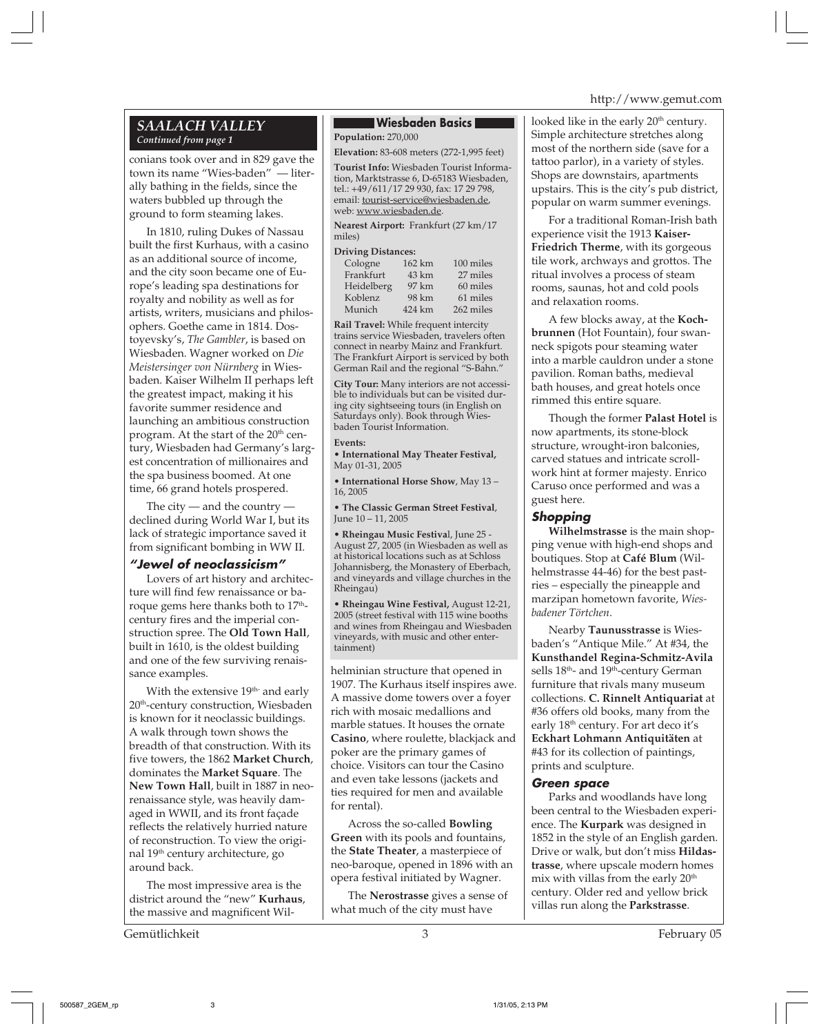## SAALACH VALLEY

*Continued from page 1*

conians took over and in 829 gave the town its name "Wies-baden" — literally bathing in the fields, since the waters bubbled up through the ground to form steaming lakes.

In 1810, ruling Dukes of Nassau built the first Kurhaus, with a casino as an additional source of income, and the city soon became one of Europe's leading spa destinations for royalty and nobility as well as for artists, writers, musicians and philosophers. Goethe came in 1814. Dostoyevsky's, *The Gambler*, is based on Wiesbaden. Wagner worked on *Die Meistersinger von Nürnberg* in Wiesbaden. Kaiser Wilhelm II perhaps left the greatest impact, making it his favorite summer residence and launching an ambitious construction program. At the start of the 20th century, Wiesbaden had Germany's largest concentration of millionaires and the spa business boomed. At one time, 66 grand hotels prospered.

The city — and the country — declined during World War I, but its lack of strategic importance saved it from significant bombing in WW II.

### "Jewel of neoclassicism"

Lovers of art history and architecture will find few renaissance or baroque gems here thanks both to 17th-century fires and the imperial construction spree. The **Old Town Hall**, built in 1610, is the oldest building and one of the few surviving renaissance examples.

With the extensive 19th- and early 20th-century construction, Wiesbaden is known for it neoclassic buildings. A walk through town shows the breadth of that construction. With its five towers, the 1862 **Market Church**, dominates the **Market Square**. The **New Town Hall**, built in 1887 in neo-renaissance style, was heavily damaged in WWII, and its front façade reflects the relatively hurried nature of reconstruction. To view the original 19th century architecture, go around back.

The most impressive area is the district around the "new" **Kurhaus**, the massive and magnificent Wilhelminian structure that opened in 1907. The Kurhaus itself inspires awe. A massive dome towers over a foyer rich with mosaic medallions and marble statues. It houses the ornate **Casino**, where roulette, blackjack and poker are the primary games of choice. Visitors can tour the Casino and even take lessons (jackets and ties required for men and available for rental).

Across the so-called **Bowling Green** with its pools and fountains, the **State Theater**, a masterpiece of neo-baroque, opened in 1896 with an opera festival initiated by Wagner.

The **Nerostrasse** gives a sense of what much of the city must have looked like in the early 20th century. Simple architecture stretches along most of the northern side (save for a tattoo parlor), in a variety of styles. Shops are downstairs, apartments upstairs. This is the city's pub district, popular on warm summer evenings.

For a traditional Roman-Irish bath experience visit the 1913 **Kaiser-Friedrich Therme**, with its gorgeous tile work, archways and grottos. The ritual involves a process of steam rooms, saunas, hot and cold pools and relaxation rooms.

A few blocks away, at the **Kochbrunnen** (Hot Fountain), four swan-neck spigots pour steaming water into a marble cauldron under a stone pavilion. Roman baths, medieval bath houses, and great hotels once rimmed this entire square.

Though the former **Palast Hotel** is now apartments, its stone-block structure, wrought-iron balconies, carved statues and intricate scroll-work hint at former majesty. Enrico Caruso once performed and was a guest here.

### Shopping

**Wilhelmstrasse** is the main shopping venue with high-end shops and boutiques. Stop at **Café Blum** (Wilhelmstrasse 44-46) for the best pastries – especially the pineapple and marzipan hometown favorite, *Wiesbadener Törtchen*.

Nearby **Taunusstrasse** is Wiesbaden's "Antique Mile." At #34, the **Kunsthandel Regina-Schmitz-Avila** sells 18th- and 19th-century German furniture that rivals many museum collections. **C. Rinnelt Antiquariat** at #36 offers old books, many from the early 18th century. For art deco it's **Eckhart Lohmann Antiquitäten** at #43 for its collection of paintings, prints and sculpture.

### Green space

Parks and woodlands have long been central to the Wiesbaden experience. The **Kurpark** was designed in 1852 in the style of an English garden. Drive or walk, but don't miss **Hildastrasse**, where upscale modern homes mix with villas from the early 20th century. Older red and yellow brick villas run along the **Parkstrasse**.

---

### Wiesbaden Basics

**Population:** 270,000

**Elevation:** 83-608 meters (272-1,995 feet)

**Tourist Info:** Wiesbaden Tourist Information, Marktstrasse 6, D-65183 Wiesbaden, tel.: +49/611/17 29 930, fax: 17 29 798, email: tourist-service@wiesbaden.de, web: www.wiesbaden.de.

**Nearest Airport:** Frankfurt (27 km/17 miles)

**Driving Distances:**

| | | |
|---|---|---|
| Cologne | 162 km | 100 miles |
| Frankfurt | 43 km | 27 miles |
| Heidelberg | 97 km | 60 miles |
| Koblenz | 98 km | 61 miles |
| Munich | 424 km | 262 miles |

**Rail Travel:** While frequent intercity trains service Wiesbaden, travelers often connect in nearby Mainz and Frankfurt. The Frankfurt Airport is serviced by both German Rail and the regional "S-Bahn."

**City Tour:** Many interiors are not accessible to individuals but can be visited during city sightseeing tours (in English on Saturdays only). Book through Wiesbaden Tourist Information.

**Events:**

- **International May Theater Festival,** May 01-31, 2005
- **International Horse Show**, May 13 – 16, 2005
- **The Classic German Street Festival**, June 10 – 11, 2005
- **Rheingau Music Festiva**l, June 25 - August 27, 2005 (in Wiesbaden as well as at historical locations such as at Schloss Johannisberg, the Monastery of Eberbach, and vineyards and village churches in the Rheingau)
- **Rheingau Wine Festival,** August 12-21, 2005 (street festival with 115 wine booths and wines from Rheingau and Wiesbaden vineyards, with music and other entertainment)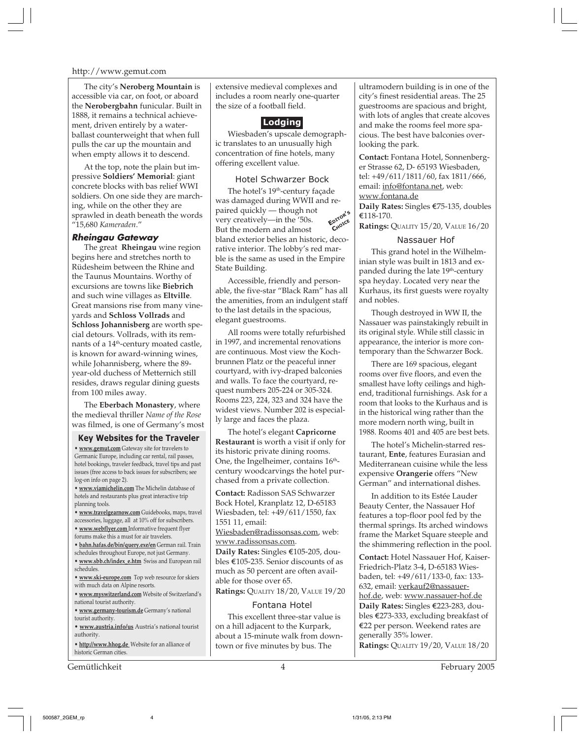The city's **Neroberg Mountain** is accessible via car, on foot, or aboard the **Nerobergbahn** funicular. Built in 1888, it remains a technical achievement, driven entirely by a water-ballast counterweight that when full pulls the car up the mountain and when empty allows it to descend.

At the top, note the plain but impressive **Soldiers' Memorial**: giant concrete blocks with bas relief WWI soldiers. On one side they are marching, while on the other they are sprawled in death beneath the words "15,680 *Kameraden*."

### *Rheingau Gateway*

The great **Rheingau** wine region begins here and stretches north to Rüdesheim between the Rhine and the Taunus Mountains. Worthy of excursions are towns like **Biebrich** and such wine villages as **Eltville**. Great mansions rise from many vineyards and **Schloss Vollrads** and **Schloss Johannisberg** are worth special detours. Vollrads, with its remnants of a 14th-century moated castle, is known for award-winning wines, while Johannisberg, where the 89-year-old duchess of Metternich still resides, draws regular dining guests from 100 miles away.

The **Eberbach Monastery**, where the medieval thriller *Name of the Rose* was filmed, is one of Germany's most extensive medieval complexes and includes a room nearly one-quarter the size of a football field.

## Lodging

Wiesbaden's upscale demographic translates to an unusually high concentration of fine hotels, many offering excellent value.

### Hotel Schwarzer Bock

*Editor's Choice*

The hotel's 19th-century façade was damaged during WWII and repaired quickly — though not very creatively—in the '50s. But the modern and almost bland exterior belies an historic, decorative interior. The lobby's red marble is the same as used in the Empire State Building.

Accessible, friendly and personable, the five-star "Black Ram" has all the amenities, from an indulgent staff to the last details in the spacious, elegant guestrooms.

All rooms were totally refurbished in 1997, and incremental renovations are continuous. Most view the Kochbrunnen Platz or the peaceful inner courtyard, with ivy-draped balconies and walls. To face the courtyard, request numbers 205-224 or 305-324. Rooms 223, 224, 323 and 324 have the widest views. Number 202 is especially large and faces the plaza.

The hotel's elegant **Capricorne Restaurant** is worth a visit if only for its historic private dining rooms. One, the Ingelheimer, contains 16th-century woodcarvings the hotel purchased from a private collection.

**Contact:** Radisson SAS Schwarzer Bock Hotel, Kranplatz 12, D-65183 Wiesbaden, tel: +49/611/1550, fax 1551 11, email: Wiesbaden@radissonsas.com, web: www.radissonsas.com.

**Daily Rates:** Singles €105-205, doubles €105-235. Senior discounts of as much as 50 percent are often available for those over 65.

**Ratings:** Quality 18/20, Value 19/20

### Fontana Hotel

This excellent three-star value is on a hill adjacent to the Kurpark, about a 15-minute walk from downtown or five minutes by bus. The ultramodern building is in one of the city's finest residential areas. The 25 guestrooms are spacious and bright, with lots of angles that create alcoves and make the rooms feel more spacious. The best have balconies overlooking the park.

**Contact:** Fontana Hotel, Sonnenberger Strasse 62, D- 65193 Wiesbaden, tel: +49/611/1811/60, fax 1811/666, email: info@fontana.net, web: www.fontana.de

**Daily Rates:** Singles €75-135, doubles €118-170.

**Ratings:** Quality 15/20, Value 16/20

### Nassauer Hof

This grand hotel in the Wilhelminian style was built in 1813 and expanded during the late 19th-century spa heyday. Located very near the Kurhaus, its first guests were royalty and nobles.

Though destroyed in WW II, the Nassauer was painstakingly rebuilt in its original style. While still classic in appearance, the interior is more contemporary than the Schwarzer Bock.

There are 169 spacious, elegant rooms over five floors, and even the smallest have lofty ceilings and high-end, traditional furnishings. Ask for a room that looks to the Kurhaus and is in the historical wing rather than the more modern north wing, built in 1988. Rooms 401 and 405 are best bets.

The hotel's Michelin-starred restaurant, **Ente**, features Eurasian and Mediterranean cuisine while the less expensive **Orangerie** offers "New German" and international dishes.

In addition to its Estée Lauder Beauty Center, the Nassauer Hof features a top-floor pool fed by the thermal springs. Its arched windows frame the Market Square steeple and the shimmering reflection in the pool.

**Contact:** Hotel Nassauer Hof, Kaiser-Friedrich-Platz 3-4, D-65183 Wiesbaden, tel: +49/611/133-0, fax: 133-632, email: verkauf2@nassauer-hof.de, web: www.nassauer-hof.de

**Daily Rates:** Singles €223-283, doubles €273-333, excluding breakfast of €22 per person. Weekend rates are generally 35% lower.

**Ratings:** Quality 19/20, Value 18/20

### Key Websites for the Traveler

- **www.gemut.com** Gateway site for travelers to Germanic Europe, including car rental, rail passes, hotel bookings, traveler feedback, travel tips and past issues (free access to back issues for subscribers; see log-on info on page 2).
- **www.viamichelin.com** The Michelin database of hotels and restaurants plus great interactive trip planning tools.
- **www.travelgearnow.com** Guidebooks, maps, travel accessories, luggage, all at 10% off for subscribers.
- **www.webflyer.com** Informative frequent flyer forums make this a must for air travelers.
- **bahn.hafas.de/bin/query.exe/en** German rail. Train schedules throughout Europe, not just Germany.
- **www.sbb.ch/index_e.htm** Swiss and European rail schedules.
- **www.ski-europe.com** Top web resource for skiers with much data on Alpine resorts.
- **www.myswitzerland.com** Website of Switzerland's national tourist authority.
- **www.germany-tourism.de** Germany's national tourist authority.
- **www.austria.info/us** Austria's national tourist authority.
- **http://www.hhog.de** Website for an alliance of historic German cities.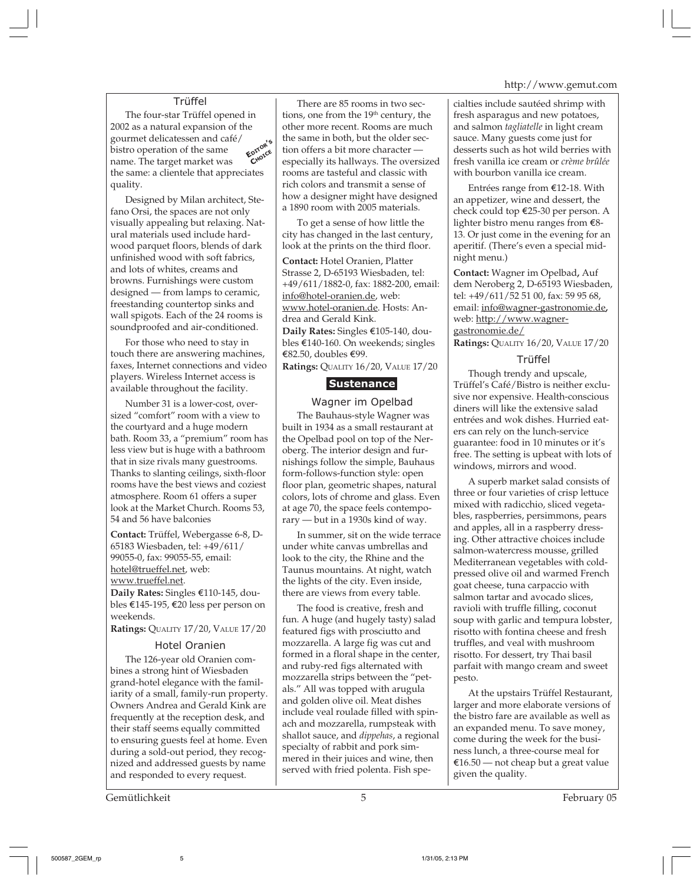### Trüffel

The four-star Trüffel opened in 2002 as a natural expansion of the gourmet delicatessen and café/bistro operation of the same name. The target market was the same: a clientele that appreciates quality.

EDITOR'S CHOICE

Designed by Milan architect, Stefano Orsi, the spaces are not only visually appealing but relaxing. Natural materials used include hardwood parquet floors, blends of dark unfinished wood with soft fabrics, and lots of whites, creams and browns. Furnishings were custom designed — from lamps to ceramic, freestanding countertop sinks and wall spigots. Each of the 24 rooms is soundproofed and air-conditioned.

For those who need to stay in touch there are answering machines, faxes, Internet connections and video players. Wireless Internet access is available throughout the facility.

Number 31 is a lower-cost, oversized "comfort" room with a view to the courtyard and a huge modern bath. Room 33, a "premium" room has less view but is huge with a bathroom that in size rivals many guestrooms. Thanks to slanting ceilings, sixth-floor rooms have the best views and coziest atmosphere. Room 61 offers a super look at the Market Church. Rooms 53, 54 and 56 have balconies

**Contact:** Trüffel, Webergasse 6-8, D-65183 Wiesbaden, tel: +49/611/99055-0, fax: 99055-55, email: hotel@trueffel.net, web: www.trueffel.net.
**Daily Rates:** Singles €110-145, doubles €145-195, €20 less per person on weekends.
**Ratings:** QUALITY 17/20, VALUE 17/20

### Hotel Oranien

The 126-year old Oranien combines a strong hint of Wiesbaden grand-hotel elegance with the familiarity of a small, family-run property. Owners Andrea and Gerald Kink are frequently at the reception desk, and their staff seems equally committed to ensuring guests feel at home. Even during a sold-out period, they recognized and addressed guests by name and responded to every request.

There are 85 rooms in two sections, one from the 19th century, the other more recent. Rooms are much the same in both, but the older section offers a bit more character — especially its hallways. The oversized rooms are tasteful and classic with rich colors and transmit a sense of how a designer might have designed a 1890 room with 2005 materials.

To get a sense of how little the city has changed in the last century, look at the prints on the third floor.

**Contact:** Hotel Oranien, Platter Strasse 2, D-65193 Wiesbaden, tel: +49/611/1882-0, fax: 1882-200, email: info@hotel-oranien.de, web: www.hotel-oranien.de. Hosts: Andrea and Gerald Kink.
**Daily Rates:** Singles €105-140, doubles €140-160. On weekends; singles €82.50, doubles €99.
**Ratings:** QUALITY 16/20, VALUE 17/20

## Sustenance

### Wagner im Opelbad

The Bauhaus-style Wagner was built in 1934 as a small restaurant at the Opelbad pool on top of the Neroberg. The interior design and furnishings follow the simple, Bauhaus form-follows-function style: open floor plan, geometric shapes, natural colors, lots of chrome and glass. Even at age 70, the space feels contemporary — but in a 1930s kind of way.

In summer, sit on the wide terrace under white canvas umbrellas and look to the city, the Rhine and the Taunus mountains. At night, watch the lights of the city. Even inside, there are views from every table.

The food is creative, fresh and fun. A huge (and hugely tasty) salad featured figs with prosciutto and mozzarella. A large fig was cut and formed in a floral shape in the center, and ruby-red figs alternated with mozzarella strips between the "petals." All was topped with arugula and golden olive oil. Meat dishes include veal roulade filled with spinach and mozzarella, rumpsteak with shallot sauce, and *dippehas*, a regional specialty of rabbit and pork simmered in their juices and wine, then served with fried polenta. Fish specialties include sautéed shrimp with fresh asparagus and new potatoes, and salmon *tagliatelle* in light cream sauce. Many guests come just for desserts such as hot wild berries with fresh vanilla ice cream or *crème brûlée* with bourbon vanilla ice cream.

Entrées range from €12-18. With an appetizer, wine and dessert, the check could top €25-30 per person. A lighter bistro menu ranges from €8-13. Or just come in the evening for an aperitif. (There's even a special midnight menu.)

**Contact:** Wagner im Opelbad, Auf dem Neroberg 2, D-65193 Wiesbaden, tel: +49/611/52 51 00, fax: 59 95 68, email: info@wagner-gastronomie.de, web: http://www.wagner-gastronomie.de/
**Ratings:** QUALITY 16/20, VALUE 17/20

### Trüffel

Though trendy and upscale, Trüffel's Café/Bistro is neither exclusive nor expensive. Health-conscious diners will like the extensive salad entrées and wok dishes. Hurried eaters can rely on the lunch-service guarantee: food in 10 minutes or it's free. The setting is upbeat with lots of windows, mirrors and wood.

A superb market salad consists of three or four varieties of crisp lettuce mixed with radicchio, sliced vegetables, raspberries, persimmons, pears and apples, all in a raspberry dressing. Other attractive choices include salmon-watercress mousse, grilled Mediterranean vegetables with cold-pressed olive oil and warmed French goat cheese, tuna carpaccio with salmon tartar and avocado slices, ravioli with truffle filling, coconut soup with garlic and tempura lobster, risotto with fontina cheese and fresh truffles, and veal with mushroom risotto. For dessert, try Thai basil parfait with mango cream and sweet pesto.

At the upstairs Trüffel Restaurant, larger and more elaborate versions of the bistro fare are available as well as an expanded menu. To save money, come during the week for the business lunch, a three-course meal for €16.50 — not cheap but a great value given the quality.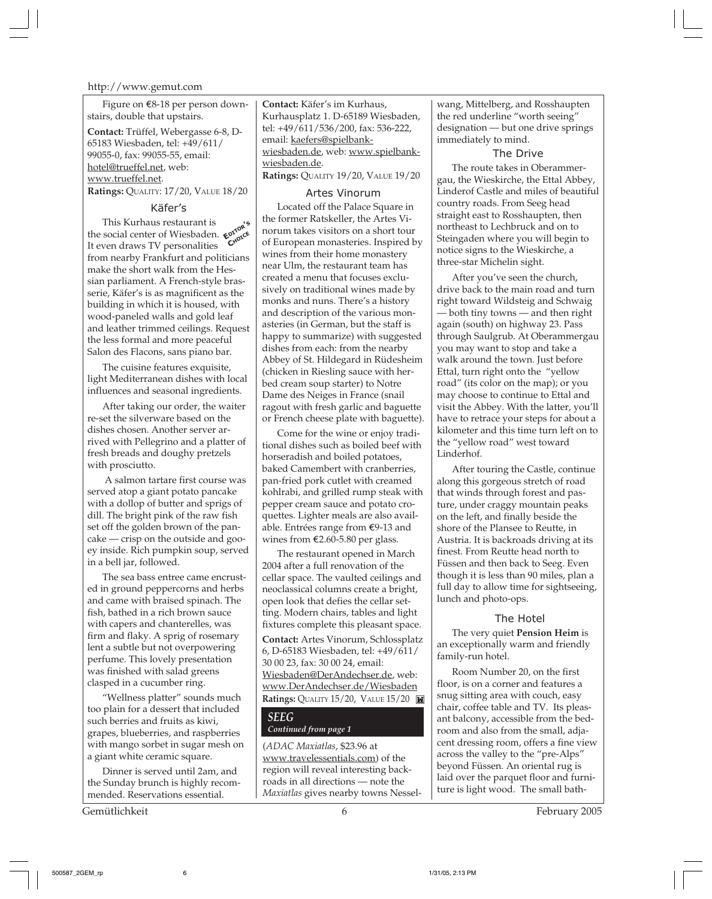Figure on €8-18 per person downstairs, double that upstairs.

**Contact:** Trüffel, Webergasse 6-8, D-65183 Wiesbaden, tel: +49/611/ 99055-0, fax: 99055-55, email: hotel@trueffel.net, web: www.trueffel.net.

**Ratings:** QUALITY: 17/20, VALUE 18/20

### Käfer's

EDITOR'S CHOICE

This Kurhaus restaurant is the social center of Wiesbaden. It even draws TV personalities from nearby Frankfurt and politicians make the short walk from the Hessian parliament. A French-style brasserie, Käfer's is as magnificent as the building in which it is housed, with wood-paneled walls and gold leaf and leather trimmed ceilings. Request the less formal and more peaceful Salon des Flacons, sans piano bar.

The cuisine features exquisite, light Mediterranean dishes with local influences and seasonal ingredients.

After taking our order, the waiter re-set the silverware based on the dishes chosen. Another server arrived with Pellegrino and a platter of fresh breads and doughy pretzels with prosciutto.

A salmon tartare first course was served atop a giant potato pancake with a dollop of butter and sprigs of dill. The bright pink of the raw fish set off the golden brown of the pancake — crisp on the outside and gooey inside. Rich pumpkin soup, served in a bell jar, followed.

The sea bass entree came encrusted in ground peppercorns and herbs and came with braised spinach. The fish, bathed in a rich brown sauce with capers and chanterelles, was firm and flaky. A sprig of rosemary lent a subtle but not overpowering perfume. This lovely presentation was finished with salad greens clasped in a cucumber ring.

"Wellness platter" sounds much too plain for a dessert that included such berries and fruits as kiwi, grapes, blueberries, and raspberries with mango sorbet in sugar mesh on a giant white ceramic square.

Dinner is served until 2am, and the Sunday brunch is highly recommended. Reservations essential.

**Contact:** Käfer's im Kurhaus, Kurhausplatz 1. D-65189 Wiesbaden, tel: +49/611/536/200, fax: 536-222, email: kaefers@spielbank-wiesbaden.de, web: www.spielbank-wiesbaden.de.

**Ratings:** QUALITY 19/20, VALUE 19/20

### Artes Vinorum

Located off the Palace Square in the former Ratskeller, the Artes Vinorum takes visitors on a short tour of European monasteries. Inspired by wines from their home monastery near Ulm, the restaurant team has created a menu that focuses exclusively on traditional wines made by monks and nuns. There's a history and description of the various monasteries (in German, but the staff is happy to summarize) with suggested dishes from each: from the nearby Abbey of St. Hildegard in Rüdesheim (chicken in Riesling sauce with herbed cream soup starter) to Notre Dame des Neiges in France (snail ragout with fresh garlic and baguette or French cheese plate with baguette).

Come for the wine or enjoy traditional dishes such as boiled beef with horseradish and boiled potatoes, baked Camembert with cranberries, pan-fried pork cutlet with creamed kohlrabi, and grilled rump steak with pepper cream sauce and potato croquettes. Lighter meals are also available. Entrées range from €9-13 and wines from €2.60-5.80 per glass.

The restaurant opened in March 2004 after a full renovation of the cellar space. The vaulted ceilings and neoclassical columns create a bright, open look that defies the cellar setting. Modern chairs, tables and light fixtures complete this pleasant space.

**Contact:** Artes Vinorum, Schlossplatz 6, D-65183 Wiesbaden, tel: +49/611/ 30 00 23, fax: 30 00 24, email: Wiesbaden@DerAndechser.de, web: www.DerAndechser.de/Wiesbaden

**Ratings:** QUALITY 15/20, VALUE 15/20

## *SEEG*
*Continued from page 1*

(*ADAC Maxiatlas*, $23.96 at www.travelessentials.com) of the region will reveal interesting backroads in all directions — note the *Maxiatlas* gives nearby towns Nesselwang, Mittelberg, and Rosshaupten the red underline "worth seeing" designation — but one drive springs immediately to mind.

### The Drive

The route takes in Oberammergau, the Wieskirche, the Ettal Abbey, Linderof Castle and miles of beautiful country roads. From Seeg head straight east to Rosshaupten, then northeast to Lechbruck and on to Steingaden where you will begin to notice signs to the Wieskirche, a three-star Michelin sight.

After you've seen the church, drive back to the main road and turn right toward Wildsteig and Schwaig — both tiny towns — and then right again (south) on highway 23. Pass through Saulgrub. At Oberammergau you may want to stop and take a walk around the town. Just before Ettal, turn right onto the "yellow road" (its color on the map); or you may choose to continue to Ettal and visit the Abbey. With the latter, you'll have to retrace your steps for about a kilometer and this time turn left on to the "yellow road" west toward Linderhof.

After touring the Castle, continue along this gorgeous stretch of road that winds through forest and pasture, under craggy mountain peaks on the left, and finally beside the shore of the Plansee to Reutte, in Austria. It is backroads driving at its finest. From Reutte head north to Füssen and then back to Seeg. Even though it is less than 90 miles, plan a full day to allow time for sightseeing, lunch and photo-ops.

### The Hotel

The very quiet **Pension Heim** is an exceptionally warm and friendly family-run hotel.

Room Number 20, on the first floor, is on a corner and features a snug sitting area with couch, easy chair, coffee table and TV. Its pleasant balcony, accessible from the bedroom and also from the small, adjacent dressing room, offers a fine view across the valley to the "pre-Alps" beyond Füssen. An oriental rug is laid over the parquet floor and furniture is light wood. The small bath-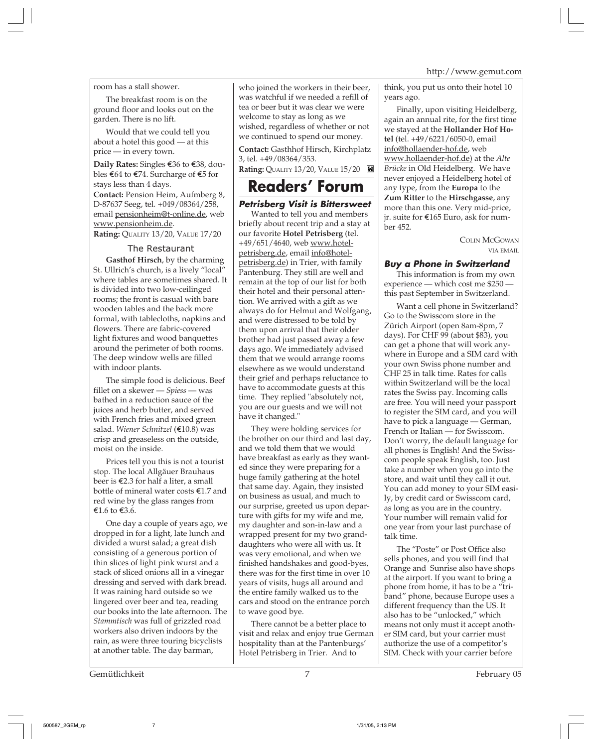room has a stall shower.

The breakfast room is on the ground floor and looks out on the garden. There is no lift.

Would that we could tell you about a hotel this good — at this price — in every town.

**Daily Rates:** Singles €36 to €38, doubles €64 to €74. Surcharge of €5 for stays less than 4 days.

**Contact:** Pension Heim, Aufmberg 8, D-87637 Seeg, tel. +049/08364/258, email pensionheim@t-online.de, web www.pensionheim.de.

**Rating:** QUALITY 13/20, VALUE 17/20

### The Restaurant

**Gasthof Hirsch**, by the charming St. Ullrich's church, is a lively "local" where tables are sometimes shared. It is divided into two low-ceilinged rooms; the front is casual with bare wooden tables and the back more formal, with tablecloths, napkins and flowers. There are fabric-covered light fixtures and wood banquettes around the perimeter of both rooms. The deep window wells are filled with indoor plants.

The simple food is delicious. Beef fillet on a skewer — *Spiess* — was bathed in a reduction sauce of the juices and herb butter, and served with French fries and mixed green salad. *Wiener Schnitzel* (€10.8) was crisp and greaseless on the outside, moist on the inside.

Prices tell you this is not a tourist stop. The local Allgäuer Brauhaus beer is €2.3 for half a liter, a small bottle of mineral water costs €1.7 and red wine by the glass ranges from €1.6 to €3.6.

One day a couple of years ago, we dropped in for a light, late lunch and divided a wurst salad; a great dish consisting of a generous portion of thin slices of light pink wurst and a stack of sliced onions all in a vinegar dressing and served with dark bread. It was raining hard outside so we lingered over beer and tea, reading our books into the late afternoon. The *Stammtisch* was full of grizzled road workers also driven indoors by the rain, as were three touring bicyclists at another table. The day barman, who joined the workers in their beer, was watchful if we needed a refill of tea or beer but it was clear we were welcome to stay as long as we wished, regardless of whether or not we continued to spend our money.

**Contact:** Gasthhof Hirsch, Kirchplatz 3, tel. +49/08364/353.

**Rating:** QUALITY 13/20, VALUE 15/20

# Readers' Forum

### Petrisberg Visit is Bittersweet

Wanted to tell you and members briefly about recent trip and a stay at our favorite **Hotel Petrisberg** (tel. +49/651/4640, web www.hotel-petrisberg.de, email info@hotel-petrisberg.de) in Trier, with family Pantenburg. They still are well and remain at the top of our list for both their hotel and their personal attention. We arrived with a gift as we always do for Helmut and Wolfgang, and were distressed to be told by them upon arrival that their older brother had just passed away a few days ago. We immediately advised them that we would arrange rooms elsewhere as we would understand their grief and perhaps reluctance to have to accommodate guests at this time. They replied "absolutely not, you are our guests and we will not have it changed."

They were holding services for the brother on our third and last day, and we told them that we would have breakfast as early as they wanted since they were preparing for a huge family gathering at the hotel that same day. Again, they insisted on business as usual, and much to our surprise, greeted us upon departure with gifts for my wife and me, my daughter and son-in-law and a wrapped present for my two granddaughters who were all with us. It was very emotional, and when we finished handshakes and good-byes, there was for the first time in over 10 years of visits, hugs all around and the entire family walked us to the cars and stood on the entrance porch to wave good bye.

There cannot be a better place to visit and relax and enjoy true German hospitality than at the Pantenburgs' Hotel Petrisberg in Trier. And to think, you put us onto their hotel 10 years ago.

Finally, upon visiting Heidelberg, again an annual rite, for the first time we stayed at the **Hollander Hof Hotel** (tel. +49/6221/6050-0, email info@hollaender-hof.de, web www.hollaender-hof.de) at the *Alte Brücke* in Old Heidelberg. We have never enjoyed a Heidelberg hotel of any type, from the **Europa** to the **Zum Ritter** to the **Hirschgasse**, any more than this one. Very mid-price, jr. suite for €165 Euro, ask for number 452.

COLIN MCGOWAN
VIA EMAIL

### Buy a Phone in Switzerland

This information is from my own experience — which cost me $250 — this past September in Switzerland.

Want a cell phone in Switzerland? Go to the Swisscom store in the Zürich Airport (open 8am-8pm, 7 days). For CHF 99 (about $83), you can get a phone that will work anywhere in Europe and a SIM card with your own Swiss phone number and CHF 25 in talk time. Rates for calls within Switzerland will be the local rates the Swiss pay. Incoming calls are free. You will need your passport to register the SIM card, and you will have to pick a language — German, French or Italian — for Swisscom. Don't worry, the default language for all phones is English! And the Swisscom people speak English, too. Just take a number when you go into the store, and wait until they call it out. You can add money to your SIM easily, by credit card or Swisscom card, as long as you are in the country. Your number will remain valid for one year from your last purchase of talk time.

The "Poste" or Post Office also sells phones, and you will find that Orange and Sunrise also have shops at the airport. If you want to bring a phone from home, it has to be a "tri-band" phone, because Europe uses a different frequency than the US. It also has to be "unlocked," which means not only must it accept another SIM card, but your carrier must authorize the use of a competitor's SIM. Check with your carrier before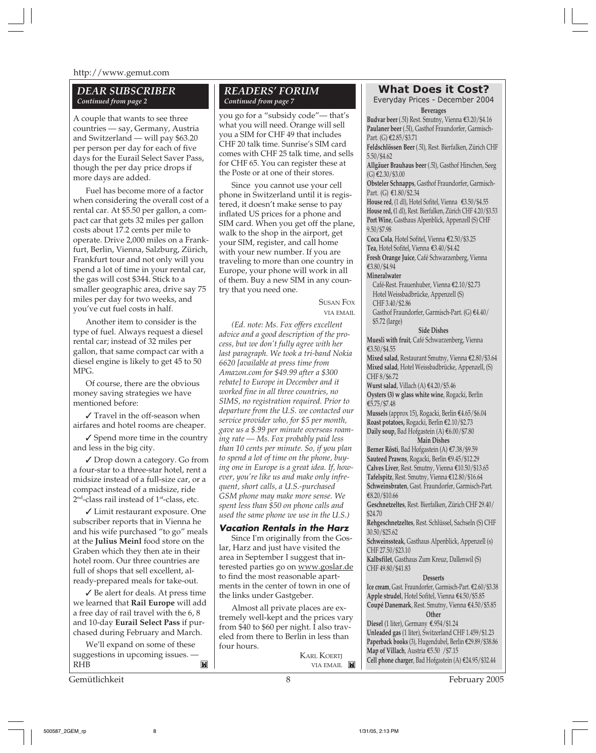## DEAR SUBSCRIBER

*Continued from page 2*

A couple that wants to see three countries — say, Germany, Austria and Switzerland — will pay $63.20 per person per day for each of five days for the Eurail Select Saver Pass, though the per day price drops if more days are added.

Fuel has become more of a factor when considering the overall cost of a rental car. At $5.50 per gallon, a compact car that gets 32 miles per gallon costs about 17.2 cents per mile to operate. Drive 2,000 miles on a Frankfurt, Berlin, Vienna, Salzburg, Zürich, Frankfurt tour and not only will you spend a lot of time in your rental car, the gas will cost $344. Stick to a smaller geographic area, drive say 75 miles per day for two weeks, and you've cut fuel costs in half.

Another item to consider is the type of fuel. Always request a diesel rental car; instead of 32 miles per gallon, that same compact car with a diesel engine is likely to get 45 to 50 MPG.

Of course, there are the obvious money saving strategies we have mentioned before:

✓ Travel in the off-season when airfares and hotel rooms are cheaper.

✓ Spend more time in the country and less in the big city.

✓ Drop down a category. Go from a four-star to a three-star hotel, rent a midsize instead of a full-size car, or a compact instead of a midsize, ride 2nd-class rail instead of 1st-class, etc.

✓ Limit restaurant exposure. One subscriber reports that in Vienna he and his wife purchased "to go" meals at the **Julius Meinl** food store on the Graben which they then ate in their hotel room. Our three countries are full of shops that sell excellent, already-prepared meals for take-out.

✓ Be alert for deals. At press time we learned that **Rail Europe** will add a free day of rail travel with the 6, 8 and 10-day **Eurail Select Pass** if purchased during February and March.

We'll expand on some of these suggestions in upcoming issues. — RHB

## READERS' FORUM

*Continued from page 7*

you go for a "subsidy code"— that's what you will need. Orange will sell you a SIM for CHF 49 that includes CHF 20 talk time. Sunrise's SIM card comes with CHF 25 talk time, and sells for CHF 65. You can register these at the Poste or at one of their stores.

Since you cannot use your cell phone in Switzerland until it is registered, it doesn't make sense to pay inflated US prices for a phone and SIM card. When you get off the plane, walk to the shop in the airport, get your SIM, register, and call home with your new number. If you are traveling to more than one country in Europe, your phone will work in all of them. Buy a new SIM in any country that you need one.

SUSAN FOX
VIA EMAIL

*(Ed. note: Ms. Fox offers excellent advice and a good description of the process, but we don't fully agree with her last paragraph. We took a tri-band Nokia 6620 [available at press time from Amazon.com for $49.99 after a $300 rebate] to Europe in December and it worked fine in all three countries, no SIMS, no registration required. Prior to departure from the U.S. we contacted our service provider who, for $5 per month, gave us a $.99 per minute overseas roaming rate — Ms. Fox probably paid less than 10 cents per minute. So, if you plan to spend a lot of time on the phone, buying one in Europe is a great idea. If, however, you're like us and make only infrequent, short calls, a U.S.-purchased GSM phone may make more sense. We spent less than $50 on phone calls and used the same phone we use in the U.S.)*

### Vacation Rentals in the Harz

Since I'm originally from the Goslar, Harz and just have visited the area in September I suggest that interested parties go on www.goslar.de to find the most reasonable apartments in the center of town in one of the links under Gastgeber.

Almost all private places are extremely well-kept and the prices vary from $40 to $60 per night. I also traveled from there to Berlin in less than four hours.

KARL KOERTJ
VIA EMAIL

## What Does it Cost?

Everyday Prices - December 2004

**Beverages**

**Budvar beer** (.5l) Rest. Smutny, Vienna €3.20/$4.16
**Paulaner beer** (.5l), Gasthof Fraundorfer, Garmisch-Part. (G) €2.85/$3.71
**Feldschlössen Beer** (.5l), Rest. Bierfalken, Zürich CHF 5.50/$4.62
**Allgäuer Brauhaus beer** (.5l), Gasthof Hirschen, Seeg (G) €2.30/$3.00
**Obsteler Schnapps**, Gasthof Fraundorfer, Garmisch-Part. (G) €1.80/$2.34
**House red**, (1 dl), Hotel Sofitel, Vienna €3.50/$4.55
**House red,** (1 dl), Rest. Bierfalken, Zürich CHF 4.20/$3.53
**Port Wine**, Gasthaus Alpenblick, Appenzell (S) CHF 9.50/$7.98
**Coca Cola**, Hotel Sofitel, Vienna €2.50/$3.25
**Tea**, Hotel Sofitel, Vienna €3.40/$4.42
**Fresh Orange Juice**, Café Schwarzenberg, Vienna €3.80/$4.94
**Mineralwater**
Café-Rest. Frauenhuber, Vienna €2.10/$2.73
Hotel Weissbadbrücke, Appenzell (S) CHF 3.40/$2.86
Gasthof Fraundorfer, Garmisch-Part. (G) €4.40/$5.72 (large)

**Side Dishes**

**Muesli with fruit**, Café Schwarzenberg, Vienna €3.50/$4.55
**Mixed salad**, Restaurant Smutny, Vienna €2.80/$3.64
**Mixed salad**, Hotel Weissbadbrücke, Appenzell, (S) CHF 8/$6.72
**Wurst salad**, Villach (A) €4.20/$5.46
**Oysters (3) w glass white wine**, Rogacki, Berlin €5.75/$7.48
**Mussels** (approx 15), Rogacki, Berlin €4.65/$6.04
**Roast potatoes**, Rogacki, Berlin €2.10/$2.73
**Daily soup,** Bad Hofgastein (A) €6.00/$7.80

**Main Dishes**

**Berner Rösti**, Bad Hofgastein (A) €7.38/$9.59
**Sauteed Prawns**, Rogacki, Berlin €9.45/$12.29
**Calves Liver**, Rest. Smutny, Vienna €10.50/$13.65
**Tafelspitz**, Rest. Smutny, Vienna €12.80/$16.64
**Schweinsbraten**, Gast. Fraundorfer, Garmisch-Part. €8.20/$10.66
**Geschnetzeltes**, Rest. Bierfalken, Zürich CHF 29.40/$24.70
**Rehgeschnetzeltes**, Rest. Schlüssel, Sachseln (S) CHF 30.50/$25.62
**Schweinssteak**, Gasthaus Alpenblick, Appenzell (s) CHF 27.50/$23.10
**Kalbsfilet**, Gasthaus Zum Kreuz, Dallenwil (S) CHF 49.80/$41.83

**Desserts**

**Ice cream**, Gast. Fraundorfer, Garmisch-Part. €2.60/$3.38
**Apple strudel**, Hotel Sofitel, Vienna €4.50/$5.85
**Coupé Danemark**, Rest. Smutny, Vienna €4.50/$5.85

**Other**

**Diesel** (1 liter), Germany €.954/$1.24
**Unleaded gas** (1 liter), Switzerland CHF 1.459/$1.23
**Paperback books** (3), Hugendubel, Berlin €29.89/$38.86
**Map of Villach**, Austria €5.50 /$7.15
**Cell phone charger**, Bad Hofgastein (A) €24.95/$32.44